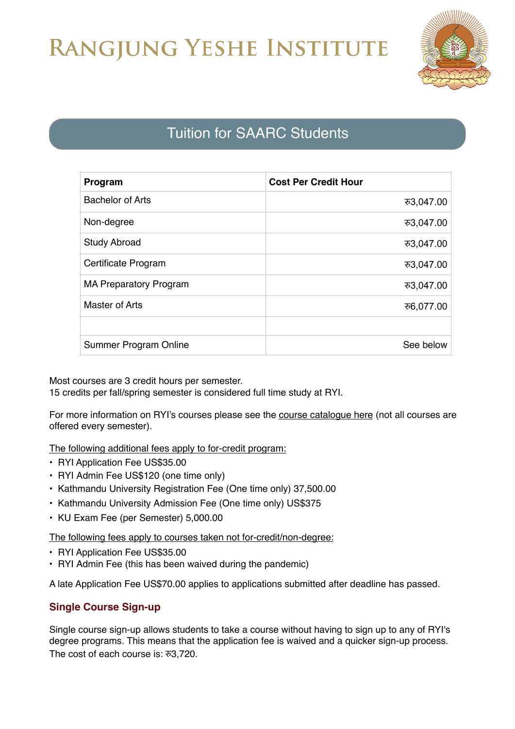# Rangjung Yeshe Institute

## Tuition for SAARC Students

| Program | Cost Per Credit Hour |
|---|---|
| Bachelor of Arts | रु3,047.00 |
| Non-degree | रु3,047.00 |
| Study Abroad | रु3,047.00 |
| Certificate Program | रु3,047.00 |
| MA Preparatory Program | रु3,047.00 |
| Master of Arts | रु6,077.00 |
| | |
| Summer Program Online | See below |

Most courses are 3 credit hours per semester.
15 credits per fall/spring semester is considered full time study at RYI.

For more information on RYI's courses please see the course catalogue here (not all courses are offered every semester).

The following additional fees apply to for-credit program:

- RYI Application Fee US$35.00
- RYI Admin Fee US$120 (one time only)
- Kathmandu University Registration Fee (One time only) 37,500.00
- Kathmandu University Admission Fee (One time only) US$375
- KU Exam Fee (per Semester) 5,000.00

The following fees apply to courses taken not for-credit/non-degree:

- RYI Application Fee US$35.00
- RYI Admin Fee (this has been waived during the pandemic)

A late Application Fee US$70.00 applies to applications submitted after deadline has passed.

### Single Course Sign-up

Single course sign-up allows students to take a course without having to sign up to any of RYI's degree programs. This means that the application fee is waived and a quicker sign-up process. The cost of each course is: रु3,720.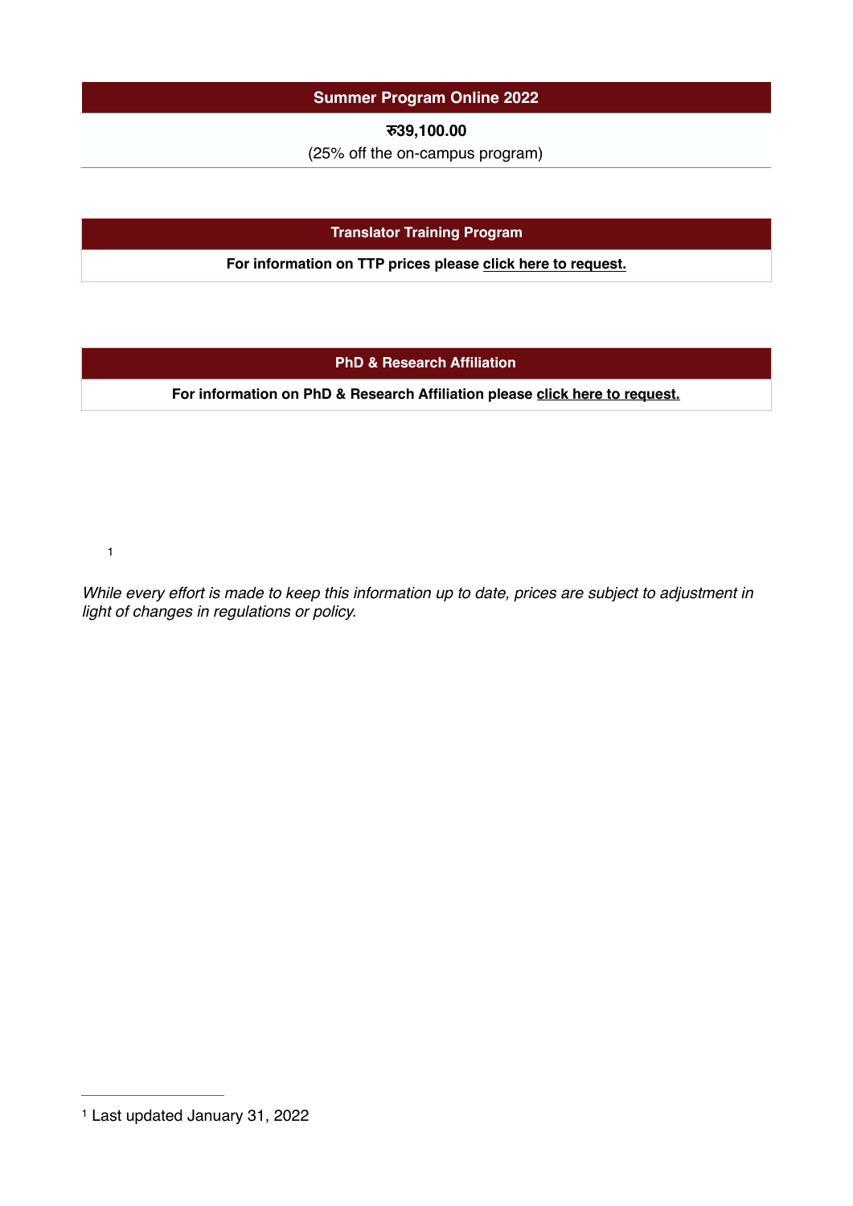| Summer Program Online 2022 |
| --- |
| **₹39,100.00**<br>(25% off the on-campus program) |

| Translator Training Program |
| --- |
| **For information on TTP prices please click here to request.** |

| PhD & Research Affiliation |
| --- |
| **For information on PhD & Research Affiliation please click here to request.** |

[1]

*While every effort is made to keep this information up to date, prices are subject to adjustment in light of changes in regulations or policy.*

[1] Last updated January 31, 2022